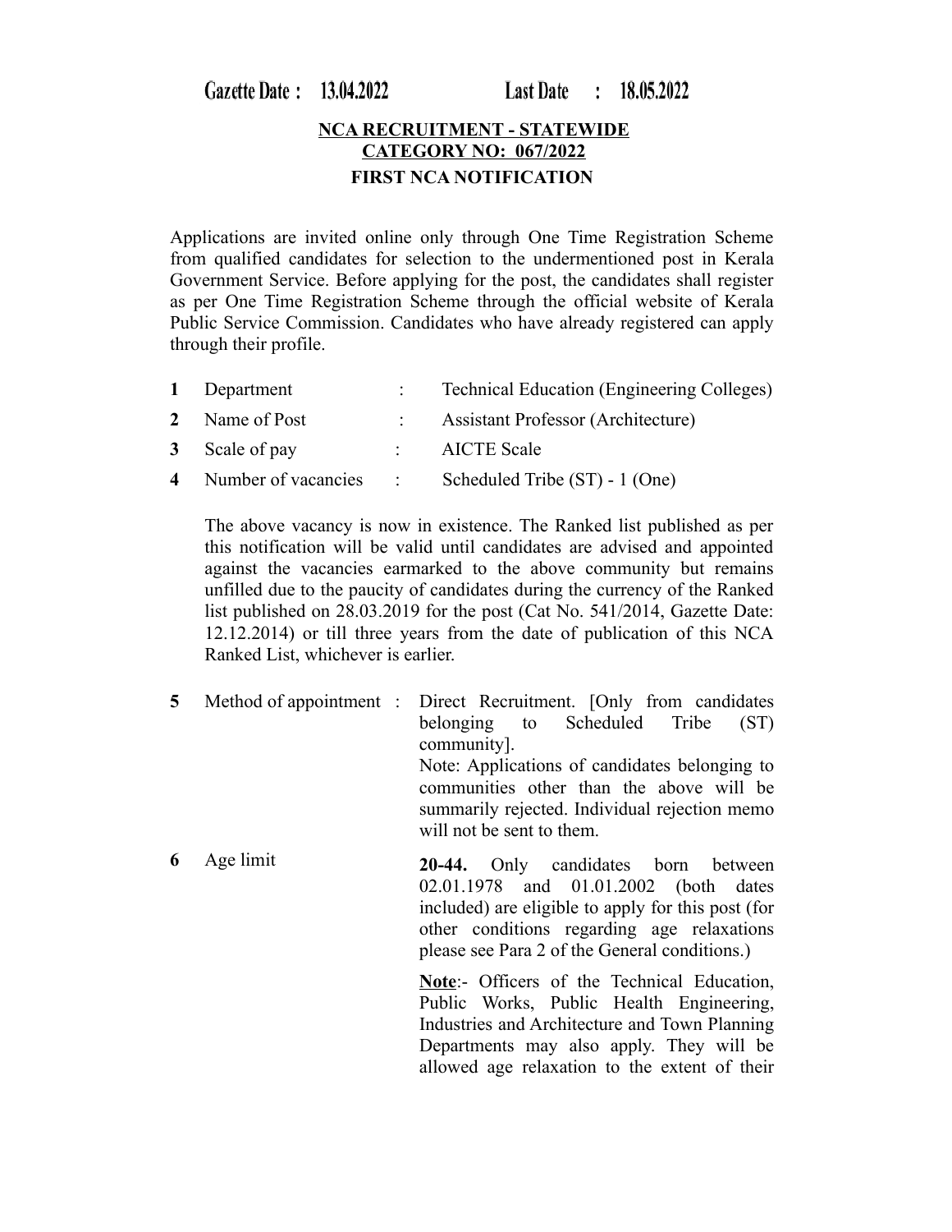**Gazette Date : 13.04.2022 Last Date : 18.05.2022**

**NCA RECRUITMENT - STATEWIDE**
**CATEGORY NO: 067/2022**

**FIRST NCA NOTIFICATION**

Applications are invited online only through One Time Registration Scheme from qualified candidates for selection to the undermentioned post in Kerala Government Service. Before applying for the post, the candidates shall register as per One Time Registration Scheme through the official website of Kerala Public Service Commission. Candidates who have already registered can apply through their profile.

| | | | |
|---|---|---|---|
| **1** | Department | : | Technical Education (Engineering Colleges) |
| **2** | Name of Post | : | Assistant Professor (Architecture) |
| **3** | Scale of pay | : | AICTE Scale |
| **4** | Number of vacancies | : | Scheduled Tribe (ST) - 1 (One) |

The above vacancy is now in existence. The Ranked list published as per this notification will be valid until candidates are advised and appointed against the vacancies earmarked to the above community but remains unfilled due to the paucity of candidates during the currency of the Ranked list published on 28.03.2019 for the post (Cat No. 541/2014, Gazette Date: 12.12.2014) or till three years from the date of publication of this NCA Ranked List, whichever is earlier.

**5** Method of appointment : Direct Recruitment. [Only from candidates belonging to Scheduled Tribe (ST) community].

Note: Applications of candidates belonging to communities other than the above will be summarily rejected. Individual rejection memo will not be sent to them.

**6** Age limit

**20-44.** Only candidates born between 02.01.1978 and 01.01.2002 (both dates included) are eligible to apply for this post (for other conditions regarding age relaxations please see Para 2 of the General conditions.)

**Note**:- Officers of the Technical Education, Public Works, Public Health Engineering, Industries and Architecture and Town Planning Departments may also apply. They will be allowed age relaxation to the extent of their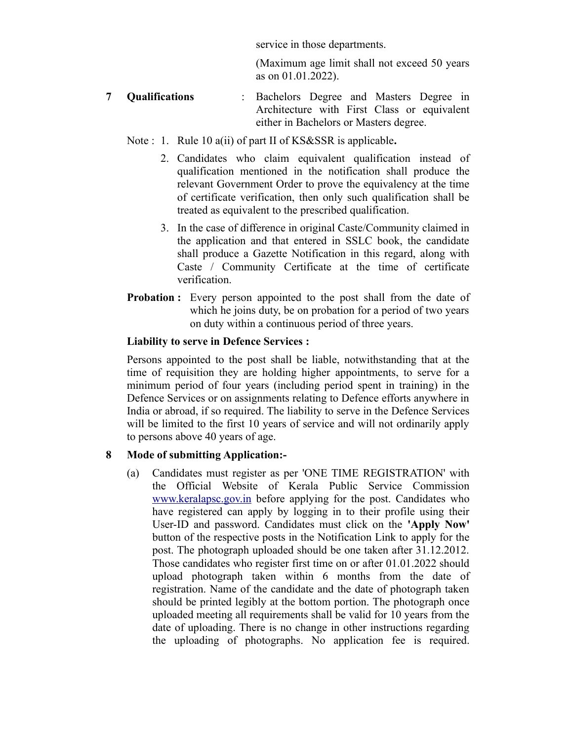service in those departments.

(Maximum age limit shall not exceed 50 years as on 01.01.2022).

**7 Qualifications** : Bachelors Degree and Masters Degree in Architecture with First Class or equivalent either in Bachelors or Masters degree.

Note :

1. Rule 10 a(ii) of part II of KS&SSR is applicable**.**
2. Candidates who claim equivalent qualification instead of qualification mentioned in the notification shall produce the relevant Government Order to prove the equivalency at the time of certificate verification, then only such qualification shall be treated as equivalent to the prescribed qualification.
3. In the case of difference in original Caste/Community claimed in the application and that entered in SSLC book, the candidate shall produce a Gazette Notification in this regard, along with Caste / Community Certificate at the time of certificate verification.

**Probation :** Every person appointed to the post shall from the date of which he joins duty, be on probation for a period of two years on duty within a continuous period of three years.

**Liability to serve in Defence Services :**

Persons appointed to the post shall be liable, notwithstanding that at the time of requisition they are holding higher appointments, to serve for a minimum period of four years (including period spent in training) in the Defence Services or on assignments relating to Defence efforts anywhere in India or abroad, if so required. The liability to serve in the Defence Services will be limited to the first 10 years of service and will not ordinarily apply to persons above 40 years of age.

**8 Mode of submitting Application:-**

(a) Candidates must register as per 'ONE TIME REGISTRATION' with the Official Website of Kerala Public Service Commission www.keralapsc.gov.in before applying for the post. Candidates who have registered can apply by logging in to their profile using their User-ID and password. Candidates must click on the **'Apply Now'** button of the respective posts in the Notification Link to apply for the post. The photograph uploaded should be one taken after 31.12.2012. Those candidates who register first time on or after 01.01.2022 should upload photograph taken within 6 months from the date of registration. Name of the candidate and the date of photograph taken should be printed legibly at the bottom portion. The photograph once uploaded meeting all requirements shall be valid for 10 years from the date of uploading. There is no change in other instructions regarding the uploading of photographs. No application fee is required.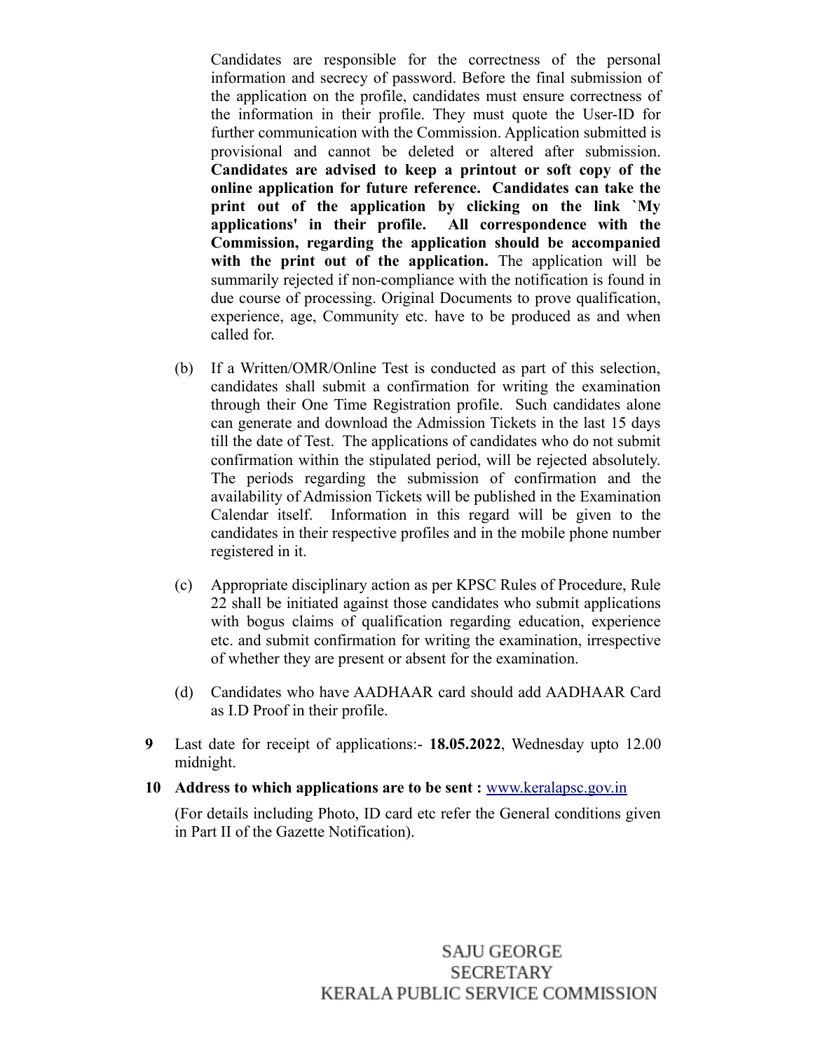Candidates are responsible for the correctness of the personal information and secrecy of password. Before the final submission of the application on the profile, candidates must ensure correctness of the information in their profile. They must quote the User-ID for further communication with the Commission. Application submitted is provisional and cannot be deleted or altered after submission. **Candidates are advised to keep a printout or soft copy of the online application for future reference. Candidates can take the print out of the application by clicking on the link `My applications' in their profile. All correspondence with the Commission, regarding the application should be accompanied with the print out of the application.** The application will be summarily rejected if non-compliance with the notification is found in due course of processing. Original Documents to prove qualification, experience, age, Community etc. have to be produced as and when called for.

(b) If a Written/OMR/Online Test is conducted as part of this selection, candidates shall submit a confirmation for writing the examination through their One Time Registration profile. Such candidates alone can generate and download the Admission Tickets in the last 15 days till the date of Test. The applications of candidates who do not submit confirmation within the stipulated period, will be rejected absolutely. The periods regarding the submission of confirmation and the availability of Admission Tickets will be published in the Examination Calendar itself. Information in this regard will be given to the candidates in their respective profiles and in the mobile phone number registered in it.

(c) Appropriate disciplinary action as per KPSC Rules of Procedure, Rule 22 shall be initiated against those candidates who submit applications with bogus claims of qualification regarding education, experience etc. and submit confirmation for writing the examination, irrespective of whether they are present or absent for the examination.

(d) Candidates who have AADHAAR card should add AADHAAR Card as I.D Proof in their profile.

**9** Last date for receipt of applications:- **18.05.2022**, Wednesday upto 12.00 midnight.

**10** **Address to which applications are to be sent :** www.keralapsc.gov.in

(For details including Photo, ID card etc refer the General conditions given in Part II of the Gazette Notification).

SAJU GEORGE
SECRETARY
KERALA PUBLIC SERVICE COMMISSION